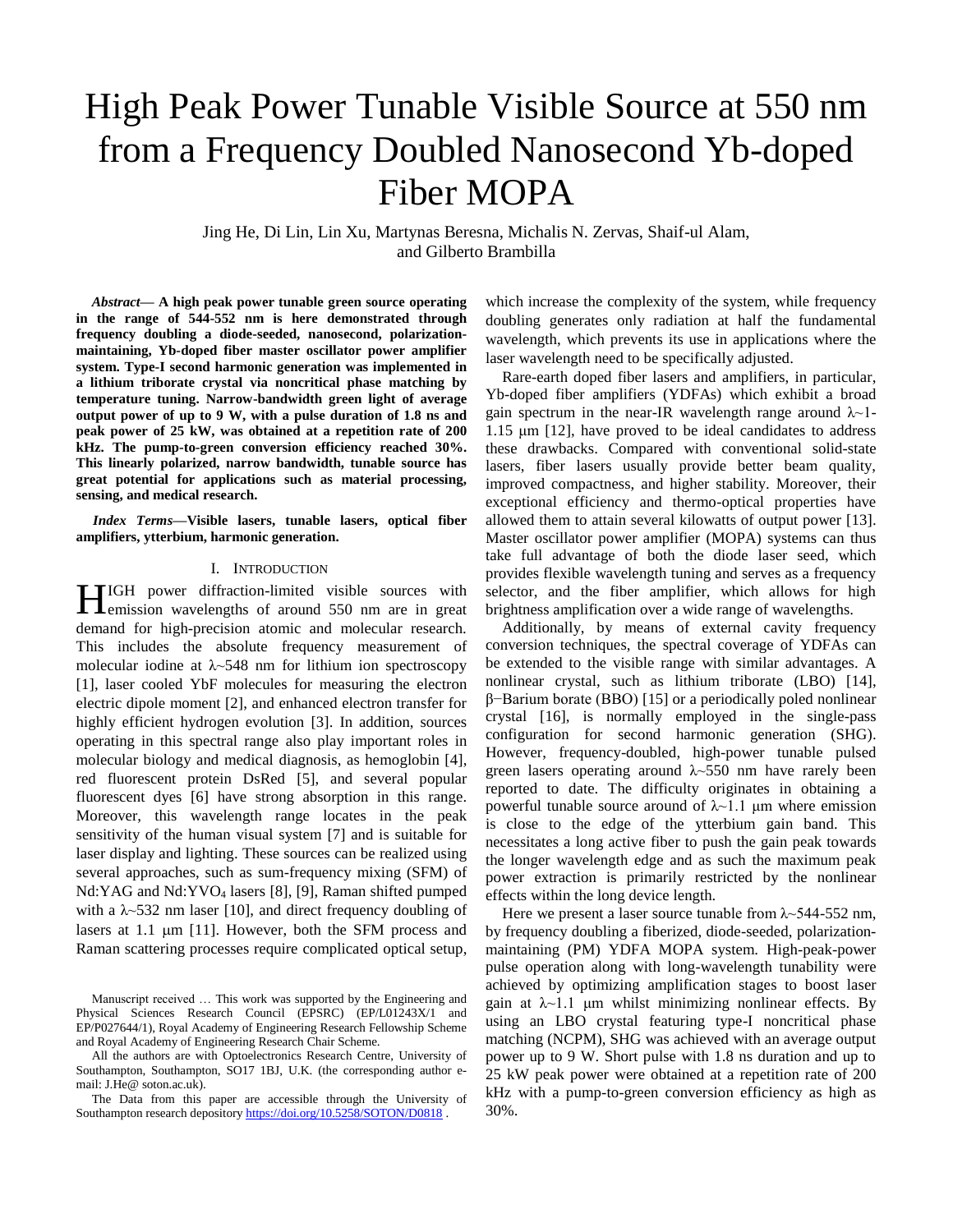# High Peak Power Tunable Visible Source at 550 nm from a Frequency Doubled Nanosecond Yb-doped Fiber MOPA

Jing He, Di Lin, Lin Xu, Martynas Beresna, Michalis N. Zervas, Shaif-ul Alam, and Gilberto Brambilla

***Abstract*— A high peak power tunable green source operating in the range of 544-552 nm is here demonstrated through frequency doubling a diode-seeded, nanosecond, polarization-maintaining, Yb-doped fiber master oscillator power amplifier system. Type-I second harmonic generation was implemented in a lithium triborate crystal via noncritical phase matching by temperature tuning. Narrow-bandwidth green light of average output power of up to 9 W, with a pulse duration of 1.8 ns and peak power of 25 kW, was obtained at a repetition rate of 200 kHz. The pump-to-green conversion efficiency reached 30%. This linearly polarized, narrow bandwidth, tunable source has great potential for applications such as material processing, sensing, and medical research.**

***Index Terms*—Visible lasers, tunable lasers, optical fiber amplifiers, ytterbium, harmonic generation.**

## I. Introduction

HIGH power diffraction-limited visible sources with emission wavelengths of around 550 nm are in great demand for high-precision atomic and molecular research. This includes the absolute frequency measurement of molecular iodine at λ~548 nm for lithium ion spectroscopy [1], laser cooled YbF molecules for measuring the electron electric dipole moment [2], and enhanced electron transfer for highly efficient hydrogen evolution [3]. In addition, sources operating in this spectral range also play important roles in molecular biology and medical diagnosis, as hemoglobin [4], red fluorescent protein DsRed [5], and several popular fluorescent dyes [6] have strong absorption in this range. Moreover, this wavelength range locates in the peak sensitivity of the human visual system [7] and is suitable for laser display and lighting. These sources can be realized using several approaches, such as sum-frequency mixing (SFM) of Nd:YAG and Nd:$YVO_4$ lasers [8], [9], Raman shifted pumped with a λ~532 nm laser [10], and direct frequency doubling of lasers at 1.1 μm [11]. However, both the SFM process and Raman scattering processes require complicated optical setup, which increase the complexity of the system, while frequency doubling generates only radiation at half the fundamental wavelength, which prevents its use in applications where the laser wavelength need to be specifically adjusted.

Rare-earth doped fiber lasers and amplifiers, in particular, Yb-doped fiber amplifiers (YDFAs) which exhibit a broad gain spectrum in the near-IR wavelength range around λ~1-1.15 μm [12], have proved to be ideal candidates to address these drawbacks. Compared with conventional solid-state lasers, fiber lasers usually provide better beam quality, improved compactness, and higher stability. Moreover, their exceptional efficiency and thermo-optical properties have allowed them to attain several kilowatts of output power [13]. Master oscillator power amplifier (MOPA) systems can thus take full advantage of both the diode laser seed, which provides flexible wavelength tuning and serves as a frequency selector, and the fiber amplifier, which allows for high brightness amplification over a wide range of wavelengths.

Additionally, by means of external cavity frequency conversion techniques, the spectral coverage of YDFAs can be extended to the visible range with similar advantages. A nonlinear crystal, such as lithium triborate (LBO) [14], β−Barium borate (BBO) [15] or a periodically poled nonlinear crystal [16], is normally employed in the single-pass configuration for second harmonic generation (SHG). However, frequency-doubled, high-power tunable pulsed green lasers operating around λ~550 nm have rarely been reported to date. The difficulty originates in obtaining a powerful tunable source around of λ~1.1 μm where emission is close to the edge of the ytterbium gain band. This necessitates a long active fiber to push the gain peak towards the longer wavelength edge and as such the maximum peak power extraction is primarily restricted by the nonlinear effects within the long device length.

Here we present a laser source tunable from λ~544-552 nm, by frequency doubling a fiberized, diode-seeded, polarization-maintaining (PM) YDFA MOPA system. High-peak-power pulse operation along with long-wavelength tunability were achieved by optimizing amplification stages to boost laser gain at λ~1.1 μm whilst minimizing nonlinear effects. By using an LBO crystal featuring type-I noncritical phase matching (NCPM), SHG was achieved with an average output power up to 9 W. Short pulse with 1.8 ns duration and up to 25 kW peak power were obtained at a repetition rate of 200 kHz with a pump-to-green conversion efficiency as high as 30%.

Manuscript received … This work was supported by the Engineering and Physical Sciences Research Council (EPSRC) (EP/L01243X/1 and EP/P027644/1), Royal Academy of Engineering Research Fellowship Scheme and Royal Academy of Engineering Research Chair Scheme.

All the authors are with Optoelectronics Research Centre, University of Southampton, Southampton, SO17 1BJ, U.K. (the corresponding author e-mail: J.He@ soton.ac.uk).

The Data from this paper are accessible through the University of Southampton research depository https://doi.org/10.5258/SOTON/D0818 .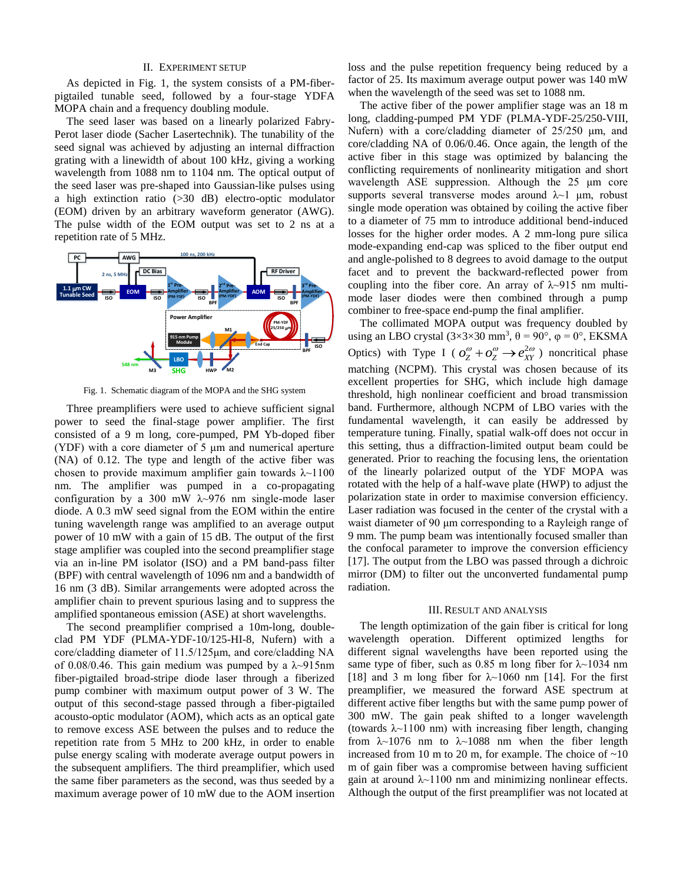## II. Experiment Setup

As depicted in Fig. 1, the system consists of a PM-fiber-pigtailed tunable seed, followed by a four-stage YDFA MOPA chain and a frequency doubling module.

The seed laser was based on a linearly polarized Fabry-Perot laser diode (Sacher Lasertechnik). The tunability of the seed signal was achieved by adjusting an internal diffraction grating with a linewidth of about 100 kHz, giving a working wavelength from 1088 nm to 1104 nm. The optical output of the seed laser was pre-shaped into Gaussian-like pulses using a high extinction ratio (>30 dB) electro-optic modulator (EOM) driven by an arbitrary waveform generator (AWG). The pulse width of the EOM output was set to 2 ns at a repetition rate of 5 MHz.

Fig. 1. Schematic diagram of the MOPA and the SHG system

Three preamplifiers were used to achieve sufficient signal power to seed the final-stage power amplifier. The first consisted of a 9 m long, core-pumped, PM Yb-doped fiber (YDF) with a core diameter of 5 μm and numerical aperture (NA) of 0.12. The type and length of the active fiber was chosen to provide maximum amplifier gain towards λ~1100 nm. The amplifier was pumped in a co-propagating configuration by a 300 mW λ~976 nm single-mode laser diode. A 0.3 mW seed signal from the EOM within the entire tuning wavelength range was amplified to an average output power of 10 mW with a gain of 15 dB. The output of the first stage amplifier was coupled into the second preamplifier stage via an in-line PM isolator (ISO) and a PM band-pass filter (BPF) with central wavelength of 1096 nm and a bandwidth of 16 nm (3 dB). Similar arrangements were adopted across the amplifier chain to prevent spurious lasing and to suppress the amplified spontaneous emission (ASE) at short wavelengths.

The second preamplifier comprised a 10m-long, double-clad PM YDF (PLMA-YDF-10/125-HI-8, Nufern) with a core/cladding diameter of 11.5/125μm, and core/cladding NA of 0.08/0.46. This gain medium was pumped by a λ~915nm fiber-pigtailed broad-stripe diode laser through a fiberized pump combiner with maximum output power of 3 W. The output of this second-stage passed through a fiber-pigtailed acousto-optic modulator (AOM), which acts as an optical gate to remove excess ASE between the pulses and to reduce the repetition rate from 5 MHz to 200 kHz, in order to enable pulse energy scaling with moderate average output powers in the subsequent amplifiers. The third preamplifier, which used the same fiber parameters as the second, was thus seeded by a maximum average power of 10 mW due to the AOM insertion loss and the pulse repetition frequency being reduced by a factor of 25. Its maximum average output power was 140 mW when the wavelength of the seed was set to 1088 nm.

The active fiber of the power amplifier stage was an 18 m long, cladding-pumped PM YDF (PLMA-YDF-25/250-VIII, Nufern) with a core/cladding diameter of 25/250 μm, and core/cladding NA of 0.06/0.46. Once again, the length of the active fiber in this stage was optimized by balancing the conflicting requirements of nonlinearity mitigation and short wavelength ASE suppression. Although the 25 μm core supports several transverse modes around λ~1 μm, robust single mode operation was obtained by coiling the active fiber to a diameter of 75 mm to introduce additional bend-induced losses for the higher order modes. A 2 mm-long pure silica mode-expanding end-cap was spliced to the fiber output end and angle-polished to 8 degrees to avoid damage to the output facet and to prevent the backward-reflected power from coupling into the fiber core. An array of λ~915 nm multi-mode laser diodes were then combined through a pump combiner to free-space end-pump the final amplifier.

The collimated MOPA output was frequency doubled by using an LBO crystal (3×3×30 mm$^3$, θ = 90°, φ = 0°, EKSMA Optics) with Type I ( $o_Z^{\omega} + o_Z^{\omega} \rightarrow e_{XY}^{2\omega}$ ) noncritical phase matching (NCPM). This crystal was chosen because of its excellent properties for SHG, which include high damage threshold, high nonlinear coefficient and broad transmission band. Furthermore, although NCPM of LBO varies with the fundamental wavelength, it can easily be addressed by temperature tuning. Finally, spatial walk-off does not occur in this setting, thus a diffraction-limited output beam could be generated. Prior to reaching the focusing lens, the orientation of the linearly polarized output of the YDF MOPA was rotated with the help of a half-wave plate (HWP) to adjust the polarization state in order to maximise conversion efficiency. Laser radiation was focused in the center of the crystal with a waist diameter of 90 μm corresponding to a Rayleigh range of 9 mm. The pump beam was intentionally focused smaller than the confocal parameter to improve the conversion efficiency [17]. The output from the LBO was passed through a dichroic mirror (DM) to filter out the unconverted fundamental pump radiation.

## III. Result and Analysis

The length optimization of the gain fiber is critical for long wavelength operation. Different optimized lengths for different signal wavelengths have been reported using the same type of fiber, such as 0.85 m long fiber for λ~1034 nm [18] and 3 m long fiber for λ~1060 nm [14]. For the first preamplifier, we measured the forward ASE spectrum at different active fiber lengths but with the same pump power of 300 mW. The gain peak shifted to a longer wavelength (towards λ~1100 nm) with increasing fiber length, changing from λ~1076 nm to λ~1088 nm when the fiber length increased from 10 m to 20 m, for example. The choice of ~10 m of gain fiber was a compromise between having sufficient gain at around λ~1100 nm and minimizing nonlinear effects. Although the output of the first preamplifier was not located at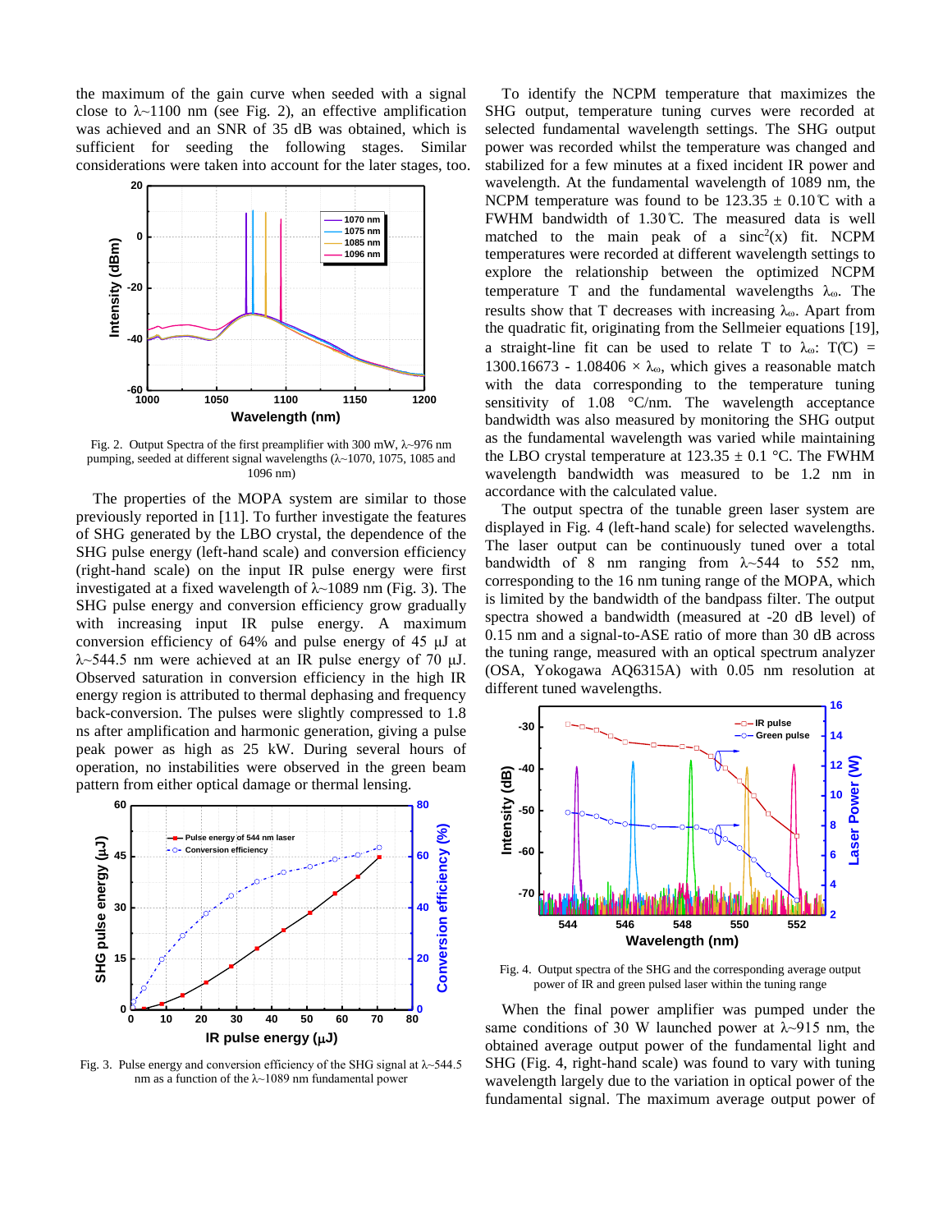the maximum of the gain curve when seeded with a signal close to λ~1100 nm (see Fig. 2), an effective amplification was achieved and an SNR of 35 dB was obtained, which is sufficient for seeding the following stages. Similar considerations were taken into account for the later stages, too.

Fig. 2. Output Spectra of the first preamplifier with 300 mW, λ~976 nm pumping, seeded at different signal wavelengths (λ~1070, 1075, 1085 and 1096 nm)

The properties of the MOPA system are similar to those previously reported in [11]. To further investigate the features of SHG generated by the LBO crystal, the dependence of the SHG pulse energy (left-hand scale) and conversion efficiency (right-hand scale) on the input IR pulse energy were first investigated at a fixed wavelength of λ~1089 nm (Fig. 3). The SHG pulse energy and conversion efficiency grow gradually with increasing input IR pulse energy. A maximum conversion efficiency of 64% and pulse energy of 45 μJ at λ~544.5 nm were achieved at an IR pulse energy of 70 μJ. Observed saturation in conversion efficiency in the high IR energy region is attributed to thermal dephasing and frequency back-conversion. The pulses were slightly compressed to 1.8 ns after amplification and harmonic generation, giving a pulse peak power as high as 25 kW. During several hours of operation, no instabilities were observed in the green beam pattern from either optical damage or thermal lensing.

Fig. 3. Pulse energy and conversion efficiency of the SHG signal at λ~544.5 nm as a function of the λ~1089 nm fundamental power

To identify the NCPM temperature that maximizes the SHG output, temperature tuning curves were recorded at selected fundamental wavelength settings. The SHG output power was recorded whilst the temperature was changed and stabilized for a few minutes at a fixed incident IR power and wavelength. At the fundamental wavelength of 1089 nm, the NCPM temperature was found to be 123.35 ± 0.10℃ with a FWHM bandwidth of 1.30℃. The measured data is well matched to the main peak of a $\text{sinc}^2(x)$ fit. NCPM temperatures were recorded at different wavelength settings to explore the relationship between the optimized NCPM temperature T and the fundamental wavelengths $\lambda_\omega$. The results show that T decreases with increasing $\lambda_\omega$. Apart from the quadratic fit, originating from the Sellmeier equations [19], a straight-line fit can be used to relate T to $\lambda_\omega$: T(℃) = 1300.16673 - 1.08406 × $\lambda_\omega$, which gives a reasonable match with the data corresponding to the temperature tuning sensitivity of 1.08 °C/nm. The wavelength acceptance bandwidth was also measured by monitoring the SHG output as the fundamental wavelength was varied while maintaining the LBO crystal temperature at 123.35 ± 0.1 °C. The FWHM wavelength bandwidth was measured to be 1.2 nm in accordance with the calculated value.

The output spectra of the tunable green laser system are displayed in Fig. 4 (left-hand scale) for selected wavelengths. The laser output can be continuously tuned over a total bandwidth of 8 nm ranging from λ~544 to 552 nm, corresponding to the 16 nm tuning range of the MOPA, which is limited by the bandwidth of the bandpass filter. The output spectra showed a bandwidth (measured at -20 dB level) of 0.15 nm and a signal-to-ASE ratio of more than 30 dB across the tuning range, measured with an optical spectrum analyzer (OSA, Yokogawa AQ6315A) with 0.05 nm resolution at different tuned wavelengths.

Fig. 4. Output spectra of the SHG and the corresponding average output power of IR and green pulsed laser within the tuning range

When the final power amplifier was pumped under the same conditions of 30 W launched power at λ~915 nm, the obtained average output power of the fundamental light and SHG (Fig. 4, right-hand scale) was found to vary with tuning wavelength largely due to the variation in optical power of the fundamental signal. The maximum average output power of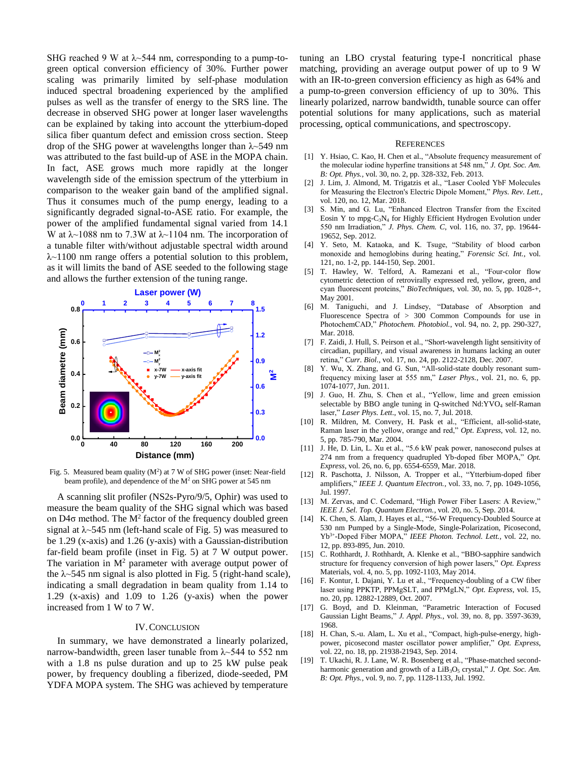SHG reached 9 W at λ~544 nm, corresponding to a pump-to-green optical conversion efficiency of 30%. Further power scaling was primarily limited by self-phase modulation induced spectral broadening experienced by the amplified pulses as well as the transfer of energy to the SRS line. The decrease in observed SHG power at longer laser wavelengths can be explained by taking into account the ytterbium-doped silica fiber quantum defect and emission cross section. Steep drop of the SHG power at wavelengths longer than λ~549 nm was attributed to the fast build-up of ASE in the MOPA chain. In fact, ASE grows much more rapidly at the longer wavelength side of the emission spectrum of the ytterbium in comparison to the weaker gain band of the amplified signal. Thus it consumes much of the pump energy, leading to a significantly degraded signal-to-ASE ratio. For example, the power of the amplified fundamental signal varied from 14.1 W at λ~1088 nm to 7.3W at λ~1104 nm. The incorporation of a tunable filter with/without adjustable spectral width around λ~1100 nm range offers a potential solution to this problem, as it will limits the band of ASE seeded to the following stage and allows the further extension of the tuning range.

Laser power (W)
0 1 2 3 4 5 6 7 8
Beam diametre (mm)
0.0 0.2 0.4 0.6 0.8
$M^2$
0.0 0.3 0.6 0.9 1.2 1.5
$M^2_x$
$M^2_y$
x-7W
y-7W
x-axis fit
y-axis fit
0 40 80 120 160 200
Distance (mm)

Fig. 5. Measured beam quality ($M^2$) at 7 W of SHG power (inset: Near-field beam profile), and dependence of the $M^2$ on SHG power at 545 nm

A scanning slit profiler (NS2s-Pyro/9/5, Ophir) was used to measure the beam quality of the SHG signal which was based on D4σ method. The $M^2$ factor of the frequency doubled green signal at λ~545 nm (left-hand scale of Fig. 5) was measured to be 1.29 (x-axis) and 1.26 (y-axis) with a Gaussian-distribution far-field beam profile (inset in Fig. 5) at 7 W output power. The variation in $M^2$ parameter with average output power of the λ~545 nm signal is also plotted in Fig. 5 (right-hand scale), indicating a small degradation in beam quality from 1.14 to 1.29 (x-axis) and 1.09 to 1.26 (y-axis) when the power increased from 1 W to 7 W.

## IV. Conclusion

In summary, we have demonstrated a linearly polarized, narrow-bandwidth, green laser tunable from λ~544 to 552 nm with a 1.8 ns pulse duration and up to 25 kW pulse peak power, by frequency doubling a fiberized, diode-seeded, PM YDFA MOPA system. The SHG was achieved by temperature tuning an LBO crystal featuring type-I noncritical phase matching, providing an average output power of up to 9 W with an IR-to-green conversion efficiency as high as 64% and a pump-to-green conversion efficiency of up to 30%. This linearly polarized, narrow bandwidth, tunable source can offer potential solutions for many applications, such as material processing, optical communications, and spectroscopy.

## References

[1] Y. Hsiao, C. Kao, H. Chen et al., "Absolute frequency measurement of the molecular iodine hyperfine transitions at 548 nm," *J. Opt. Soc. Am. B: Opt. Phys.*, vol. 30, no. 2, pp. 328-332, Feb. 2013.

[2] J. Lim, J. Almond, M. Trigatzis et al., "Laser Cooled YbF Molecules for Measuring the Electron's Electric Dipole Moment," *Phys. Rev. Lett.*, vol. 120, no. 12, Mar. 2018.

[3] S. Min, and G. Lu, "Enhanced Electron Transfer from the Excited Eosin Y to mpg-$C_3N_4$ for Highly Efficient Hydrogen Evolution under 550 nm Irradiation," *J. Phys. Chem. C*, vol. 116, no. 37, pp. 19644-19652, Sep. 2012.

[4] Y. Seto, M. Kataoka, and K. Tsuge, "Stability of blood carbon monoxide and hemoglobins during heating," *Forensic Sci. Int.*, vol. 121, no. 1-2, pp. 144-150, Sep. 2001.

[5] T. Hawley, W. Telford, A. Ramezani et al., "Four-color flow cytometric detection of retrovirally expressed red, yellow, green, and cyan fluorescent proteins," *BioTechniques*, vol. 30, no. 5, pp. 1028-+, May 2001.

[6] M. Taniguchi, and J. Lindsey, "Database of Absorption and Fluorescence Spectra of > 300 Common Compounds for use in PhotochemCAD," *Photochem. Photobiol.*, vol. 94, no. 2, pp. 290-327, Mar. 2018.

[7] F. Zaidi, J. Hull, S. Peirson et al., "Short-wavelength light sensitivity of circadian, pupillary, and visual awareness in humans lacking an outer retina," *Curr. Biol.*, vol. 17, no. 24, pp. 2122-2128, Dec. 2007.

[8] Y. Wu, X. Zhang, and G. Sun, "All-solid-state doubly resonant sum-frequency mixing laser at 555 nm," *Laser Phys.*, vol. 21, no. 6, pp. 1074-1077, Jun. 2011.

[9] J. Guo, H. Zhu, S. Chen et al., "Yellow, lime and green emission selectable by BBO angle tuning in Q-switched Nd:$YVO_4$ self-Raman laser," *Laser Phys. Lett.*, vol. 15, no. 7, Jul. 2018.

[10] R. Mildren, M. Convery, H. Pask et al., "Efficient, all-solid-state, Raman laser in the yellow, orange and red," *Opt. Express*, vol. 12, no. 5, pp. 785-790, Mar. 2004.

[11] J. He, D. Lin, L. Xu et al., "5.6 kW peak power, nanosecond pulses at 274 nm from a frequency quadrupled Yb-doped fiber MOPA," *Opt. Express*, vol. 26, no. 6, pp. 6554-6559, Mar. 2018.

[12] R. Paschotta, J. Nilsson, A. Tropper et al., "Ytterbium-doped fiber amplifiers," *IEEE J. Quantum Electron.*, vol. 33, no. 7, pp. 1049-1056, Jul. 1997.

[13] M. Zervas, and C. Codemard, "High Power Fiber Lasers: A Review," *IEEE J. Sel. Top. Quantum Electron.*, vol. 20, no. 5, Sep. 2014.

[14] K. Chen, S. Alam, J. Hayes et al., "56-W Frequency-Doubled Source at 530 nm Pumped by a Single-Mode, Single-Polarization, Picosecond, $Yb^{3+}$-Doped Fiber MOPA," *IEEE Photon. Technol. Lett.*, vol. 22, no. 12, pp. 893-895, Jun. 2010.

[15] C. Rothhardt, J. Rothhardt, A. Klenke et al., "BBO-sapphire sandwich structure for frequency conversion of high power lasers," *Opt. Express Materials*, vol. 4, no. 5, pp. 1092-1103, May 2014.

[16] F. Kontur, I. Dajani, Y. Lu et al., "Frequency-doubling of a CW fiber laser using PPKTP, PPMgSLT, and PPMgLN," *Opt. Express*, vol. 15, no. 20, pp. 12882-12889, Oct. 2007.

[17] G. Boyd, and D. Kleinman, "Parametric Interaction of Focused Gaussian Light Beams," *J. Appl. Phys.*, vol. 39, no. 8, pp. 3597-3639, 1968.

[18] H. Chan, S.-u. Alam, L. Xu et al., "Compact, high-pulse-energy, high-power, picosecond master oscillator power amplifier," *Opt. Express*, vol. 22, no. 18, pp. 21938-21943, Sep. 2014.

[19] T. Ukachi, R. J. Lane, W. R. Bosenberg et al., "Phase-matched second-harmonic generation of a $LiB_3O_5$ crystal," *J. Opt. Soc. Am. B: Opt. Phys.*, vol. 9, no. 7, pp. 1128-1133, Jul. 1992.